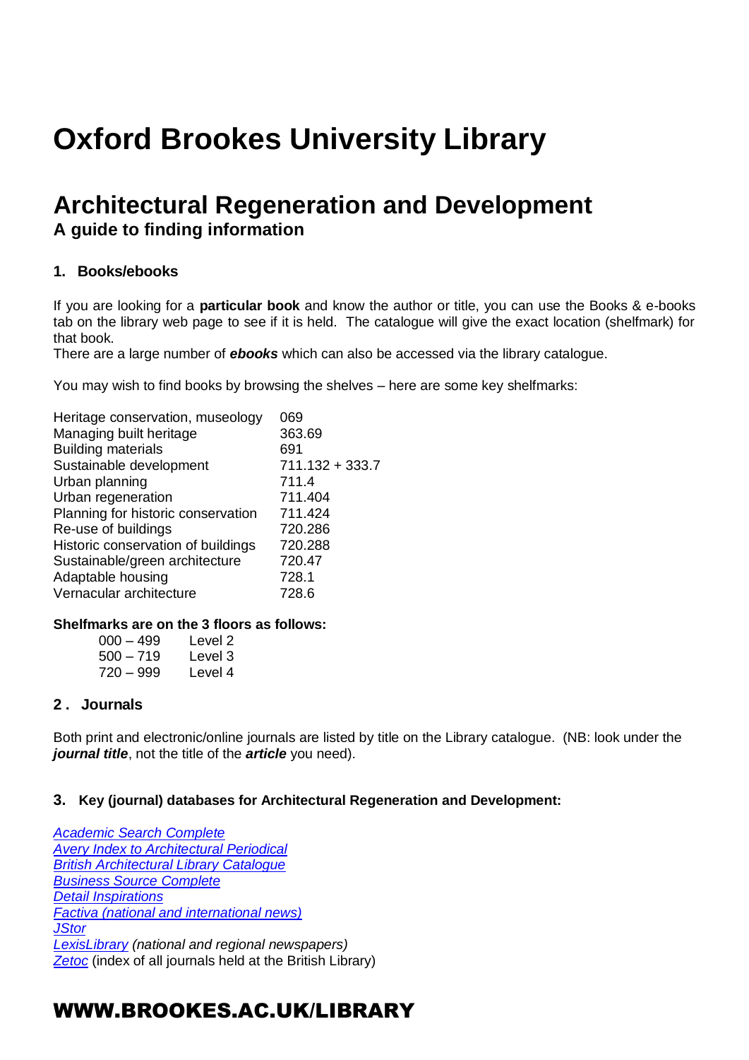# Oxford Brookes University Library

## Architectural Regeneration and Development

### A guide to finding information

#### 1. Books/ebooks

If you are looking for a **particular book** and know the author or title, you can use the Books & e-books tab on the library web page to see if it is held. The catalogue will give the exact location (shelfmark) for that book.
There are a large number of ***ebooks*** which can also be accessed via the library catalogue.

You may wish to find books by browsing the shelves – here are some key shelfmarks:

| | |
|---|---|
| Heritage conservation, museology | 069 |
| Managing built heritage | 363.69 |
| Building materials | 691 |
| Sustainable development | 711.132 + 333.7 |
| Urban planning | 711.4 |
| Urban regeneration | 711.404 |
| Planning for historic conservation | 711.424 |
| Re-use of buildings | 720.286 |
| Historic conservation of buildings | 720.288 |
| Sustainable/green architecture | 720.47 |
| Adaptable housing | 728.1 |
| Vernacular architecture | 728.6 |

**Shelfmarks are on the 3 floors as follows:**

| | |
|---|---|
| 000 – 499 | Level 2 |
| 500 – 719 | Level 3 |
| 720 – 999 | Level 4 |

#### 2. Journals

Both print and electronic/online journals are listed by title on the Library catalogue. (NB: look under the ***journal title***, not the title of the ***article*** you need).

#### 3. Key (journal) databases for Architectural Regeneration and Development:

*Academic Search Complete*
*Avery Index to Architectural Periodical*
*British Architectural Library Catalogue*
*Business Source Complete*
*Detail Inspirations*
*Factiva (national and international news)*
*JStor*
*LexisLibrary (national and regional newspapers)*
*Zetoc* (index of all journals held at the British Library)

## WWW.BROOKES.AC.UK/LIBRARY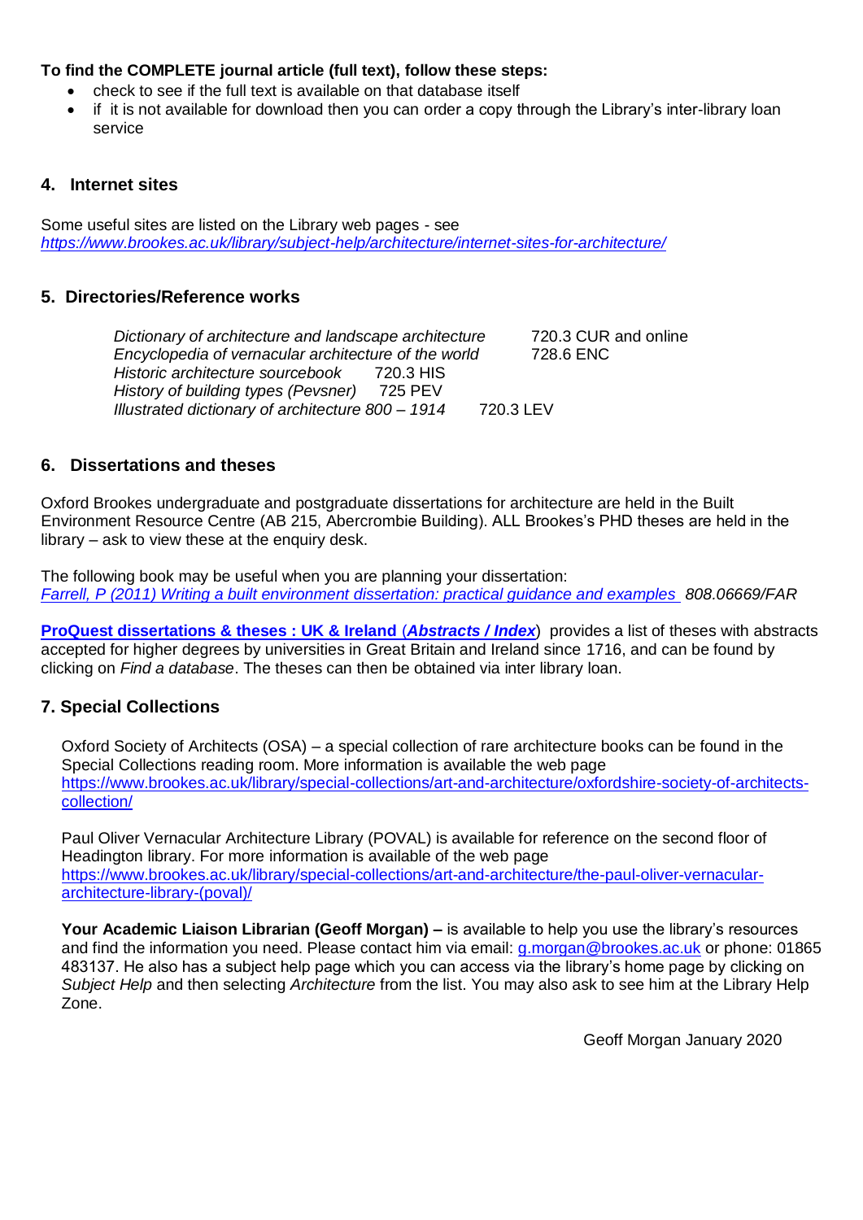**To find the COMPLETE journal article (full text), follow these steps:**

- check to see if the full text is available on that database itself
- if it is not available for download then you can order a copy through the Library's inter-library loan service

## 4. Internet sites

Some useful sites are listed on the Library web pages - see
*https://www.brookes.ac.uk/library/subject-help/architecture/internet-sites-for-architecture/*

## 5. Directories/Reference works

| | |
|---|---|
| *Dictionary of architecture and landscape architecture* | 720.3 CUR and online |
| *Encyclopedia of vernacular architecture of the world* | 728.6 ENC |
| *Historic architecture sourcebook* | 720.3 HIS |
| *History of building types (Pevsner)* | 725 PEV |
| *Illustrated dictionary of architecture 800 – 1914* | 720.3 LEV |

## 6. Dissertations and theses

Oxford Brookes undergraduate and postgraduate dissertations for architecture are held in the Built Environment Resource Centre (AB 215, Abercrombie Building). ALL Brookes's PHD theses are held in the library – ask to view these at the enquiry desk.

The following book may be useful when you are planning your dissertation:
*Farrell, P (2011) Writing a built environment dissertation: practical guidance and examples 808.06669/FAR*

**ProQuest dissertations & theses : UK & Ireland (*Abstracts / Index*)** provides a list of theses with abstracts accepted for higher degrees by universities in Great Britain and Ireland since 1716, and can be found by clicking on *Find a database*. The theses can then be obtained via inter library loan.

## 7. Special Collections

Oxford Society of Architects (OSA) – a special collection of rare architecture books can be found in the Special Collections reading room. More information is available the web page
https://www.brookes.ac.uk/library/special-collections/art-and-architecture/oxfordshire-society-of-architects-collection/

Paul Oliver Vernacular Architecture Library (POVAL) is available for reference on the second floor of Headington library. For more information is available of the web page
https://www.brookes.ac.uk/library/special-collections/art-and-architecture/the-paul-oliver-vernacular-architecture-library-(poval)/

**Your Academic Liaison Librarian (Geoff Morgan) –** is available to help you use the library's resources and find the information you need. Please contact him via email: g.morgan@brookes.ac.uk or phone: 01865 483137. He also has a subject help page which you can access via the library's home page by clicking on *Subject Help* and then selecting *Architecture* from the list. You may also ask to see him at the Library Help Zone.

Geoff Morgan January 2020